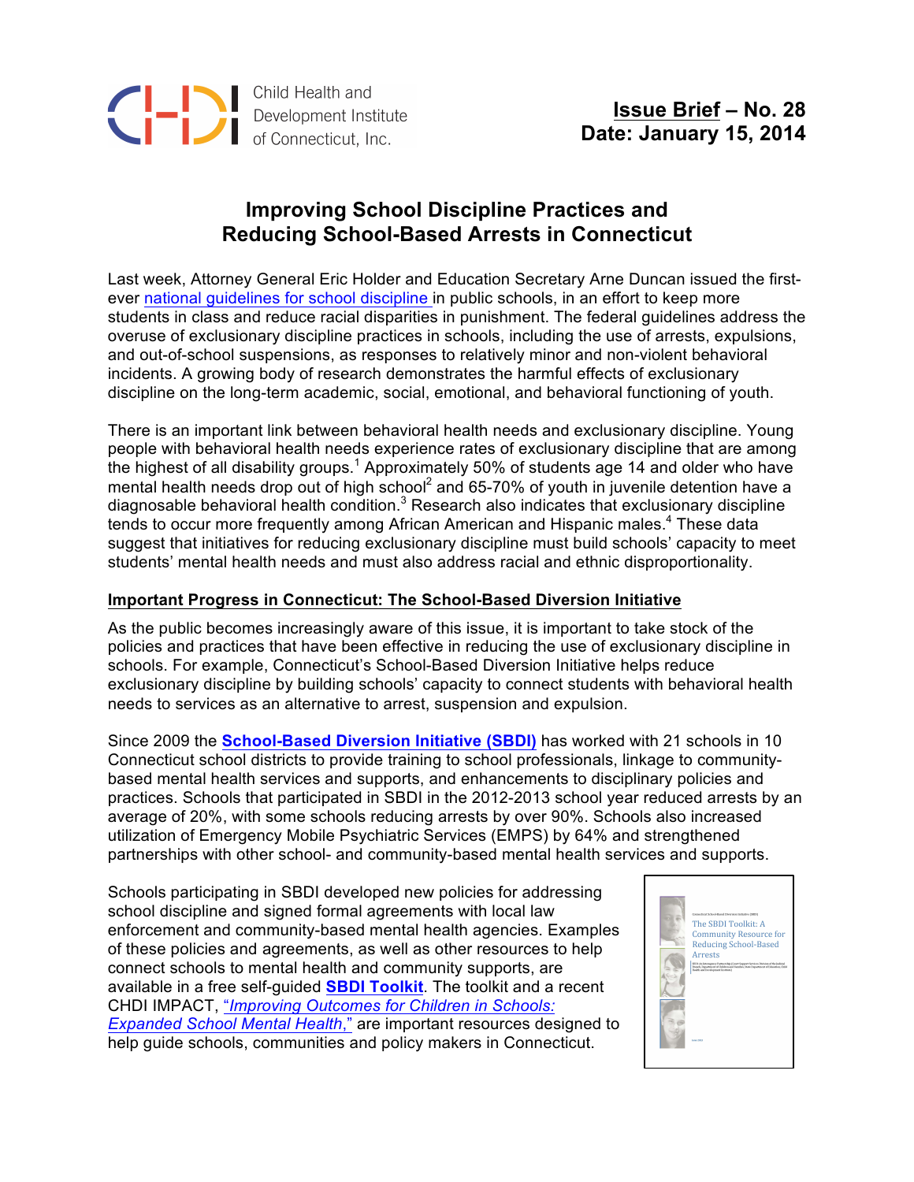Child Health and Development Institute of Connecticut, Inc.

**Issue Brief – No. 28**
**Date: January 15, 2014**

# Improving School Discipline Practices and Reducing School-Based Arrests in Connecticut

Last week, Attorney General Eric Holder and Education Secretary Arne Duncan issued the first-ever national guidelines for school discipline in public schools, in an effort to keep more students in class and reduce racial disparities in punishment. The federal guidelines address the overuse of exclusionary discipline practices in schools, including the use of arrests, expulsions, and out-of-school suspensions, as responses to relatively minor and non-violent behavioral incidents. A growing body of research demonstrates the harmful effects of exclusionary discipline on the long-term academic, social, emotional, and behavioral functioning of youth.

There is an important link between behavioral health needs and exclusionary discipline. Young people with behavioral health needs experience rates of exclusionary discipline that are among the highest of all disability groups.[1] Approximately 50% of students age 14 and older who have mental health needs drop out of high school[2] and 65-70% of youth in juvenile detention have a diagnosable behavioral health condition.[3] Research also indicates that exclusionary discipline tends to occur more frequently among African American and Hispanic males.[4] These data suggest that initiatives for reducing exclusionary discipline must build schools' capacity to meet students' mental health needs and must also address racial and ethnic disproportionality.

## Important Progress in Connecticut: The School-Based Diversion Initiative

As the public becomes increasingly aware of this issue, it is important to take stock of the policies and practices that have been effective in reducing the use of exclusionary discipline in schools. For example, Connecticut's School-Based Diversion Initiative helps reduce exclusionary discipline by building schools' capacity to connect students with behavioral health needs to services as an alternative to arrest, suspension and expulsion.

Since 2009 the **School-Based Diversion Initiative (SBDI)** has worked with 21 schools in 10 Connecticut school districts to provide training to school professionals, linkage to community-based mental health services and supports, and enhancements to disciplinary policies and practices. Schools that participated in SBDI in the 2012-2013 school year reduced arrests by an average of 20%, with some schools reducing arrests by over 90%. Schools also increased utilization of Emergency Mobile Psychiatric Services (EMPS) by 64% and strengthened partnerships with other school- and community-based mental health services and supports.

Schools participating in SBDI developed new policies for addressing school discipline and signed formal agreements with local law enforcement and community-based mental health agencies. Examples of these policies and agreements, as well as other resources to help connect schools to mental health and community supports, are available in a free self-guided **SBDI Toolkit**. The toolkit and a recent CHDI IMPACT, *"Improving Outcomes for Children in Schools: Expanded School Mental Health,"* are important resources designed to help guide schools, communities and policy makers in Connecticut.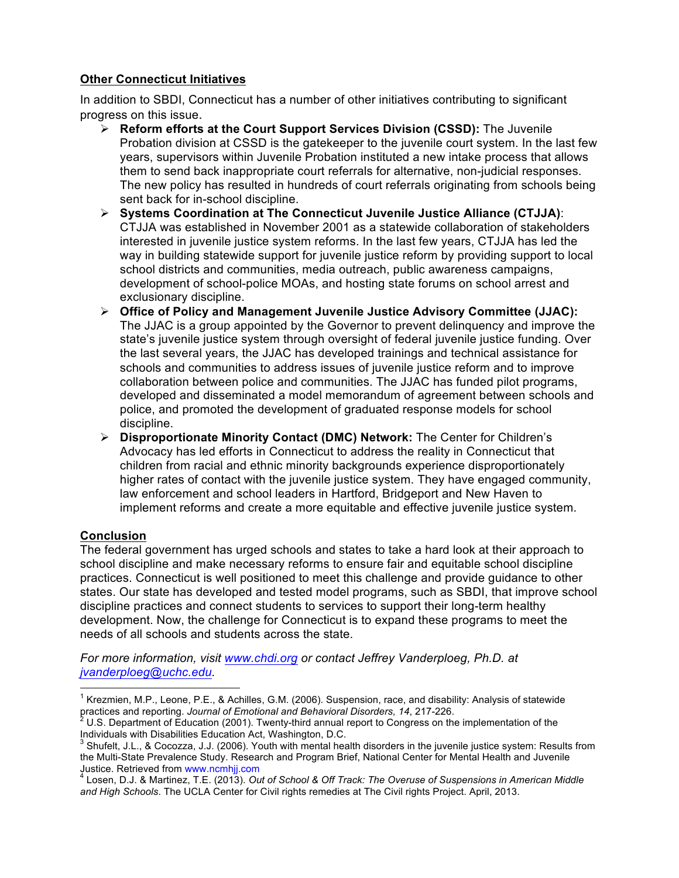## Other Connecticut Initiatives

In addition to SBDI, Connecticut has a number of other initiatives contributing to significant progress on this issue.

- **Reform efforts at the Court Support Services Division (CSSD):** The Juvenile Probation division at CSSD is the gatekeeper to the juvenile court system. In the last few years, supervisors within Juvenile Probation instituted a new intake process that allows them to send back inappropriate court referrals for alternative, non-judicial responses. The new policy has resulted in hundreds of court referrals originating from schools being sent back for in-school discipline.
- **Systems Coordination at The Connecticut Juvenile Justice Alliance (CTJJA)**: CTJJA was established in November 2001 as a statewide collaboration of stakeholders interested in juvenile justice system reforms. In the last few years, CTJJA has led the way in building statewide support for juvenile justice reform by providing support to local school districts and communities, media outreach, public awareness campaigns, development of school-police MOAs, and hosting state forums on school arrest and exclusionary discipline.
- **Office of Policy and Management Juvenile Justice Advisory Committee (JJAC):** The JJAC is a group appointed by the Governor to prevent delinquency and improve the state's juvenile justice system through oversight of federal juvenile justice funding. Over the last several years, the JJAC has developed trainings and technical assistance for schools and communities to address issues of juvenile justice reform and to improve collaboration between police and communities. The JJAC has funded pilot programs, developed and disseminated a model memorandum of agreement between schools and police, and promoted the development of graduated response models for school discipline.
- **Disproportionate Minority Contact (DMC) Network:** The Center for Children's Advocacy has led efforts in Connecticut to address the reality in Connecticut that children from racial and ethnic minority backgrounds experience disproportionately higher rates of contact with the juvenile justice system. They have engaged community, law enforcement and school leaders in Hartford, Bridgeport and New Haven to implement reforms and create a more equitable and effective juvenile justice system.

## Conclusion

The federal government has urged schools and states to take a hard look at their approach to school discipline and make necessary reforms to ensure fair and equitable school discipline practices. Connecticut is well positioned to meet this challenge and provide guidance to other states. Our state has developed and tested model programs, such as SBDI, that improve school discipline practices and connect students to services to support their long-term healthy development. Now, the challenge for Connecticut is to expand these programs to meet the needs of all schools and students across the state.

*For more information, visit [www.chdi.org](http://www.chdi.org) or contact Jeffrey Vanderploeg, Ph.D. at [jvanderploeg@uchc.edu](mailto:jvanderploeg@uchc.edu).*

---

[1] Krezmien, M.P., Leone, P.E., & Achilles, G.M. (2006). Suspension, race, and disability: Analysis of statewide practices and reporting. *Journal of Emotional and Behavioral Disorders, 14*, 217-226.

[2] U.S. Department of Education (2001). Twenty-third annual report to Congress on the implementation of the Individuals with Disabilities Education Act, Washington, D.C.

[3] Shufelt, J.L., & Cocozza, J.J. (2006). Youth with mental health disorders in the juvenile justice system: Results from the Multi-State Prevalence Study. Research and Program Brief, National Center for Mental Health and Juvenile Justice. Retrieved from www.ncmhjj.com

[4] Losen, D.J. & Martinez, T.E. (2013). *Out of School & Off Track: The Overuse of Suspensions in American Middle and High Schools*. The UCLA Center for Civil rights remedies at The Civil rights Project. April, 2013.